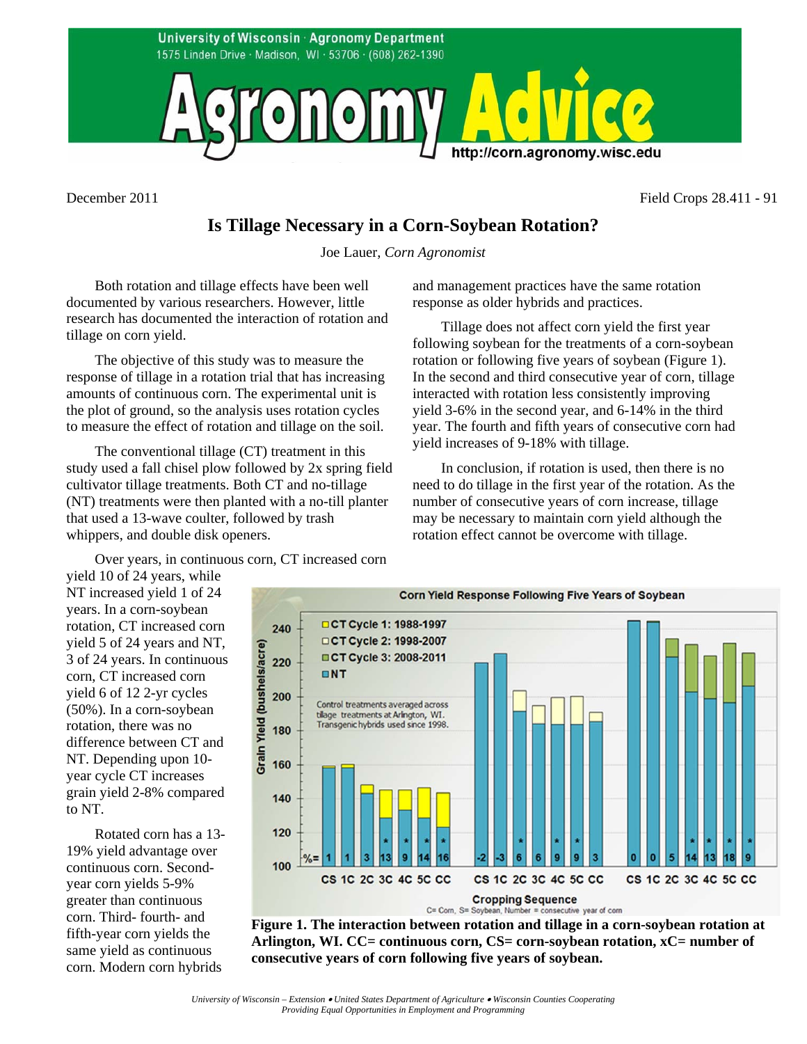# Is Tillage Necessary in a Corn-Soybean Rotation?

Joe Lauer, *Corn Agronomist*

December 2011

Field Crops 28.411 - 91

Both rotation and tillage effects have been well documented by various researchers. However, little research has documented the interaction of rotation and tillage on corn yield.

The objective of this study was to measure the response of tillage in a rotation trial that has increasing amounts of continuous corn. The experimental unit is the plot of ground, so the analysis uses rotation cycles to measure the effect of rotation and tillage on the soil.

The conventional tillage (CT) treatment in this study used a fall chisel plow followed by 2x spring field cultivator tillage treatments. Both CT and no-tillage (NT) treatments were then planted with a no-till planter that used a 13-wave coulter, followed by trash whippers, and double disk openers.

Over years, in continuous corn, CT increased corn yield 10 of 24 years, while NT increased yield 1 of 24 years. In a corn-soybean rotation, CT increased corn yield 5 of 24 years and NT, 3 of 24 years. In continuous corn, CT increased corn yield 6 of 12 2-yr cycles (50%). In a corn-soybean rotation, there was no difference between CT and NT. Depending upon 10-year cycle CT increases grain yield 2-8% compared to NT.

Rotated corn has a 13-19% yield advantage over continuous corn. Second-year corn yields 5-9% greater than continuous corn. Third- fourth- and fifth-year corn yields the same yield as continuous corn. Modern corn hybrids and management practices have the same rotation response as older hybrids and practices.

Tillage does not affect corn yield the first year following soybean for the treatments of a corn-soybean rotation or following five years of soybean (Figure 1). In the second and third consecutive year of corn, tillage interacted with rotation less consistently improving yield 3-6% in the second year, and 6-14% in the third year. The fourth and fifth years of consecutive corn had yield increases of 9-18% with tillage.

In conclusion, if rotation is used, then there is no need to do tillage in the first year of the rotation. As the number of consecutive years of corn increase, tillage may be necessary to maintain corn yield although the rotation effect cannot be overcome with tillage.

**Figure 1. The interaction between rotation and tillage in a corn-soybean rotation at Arlington, WI. CC= continuous corn, CS= corn-soybean rotation, xC= number of consecutive years of corn following five years of soybean.**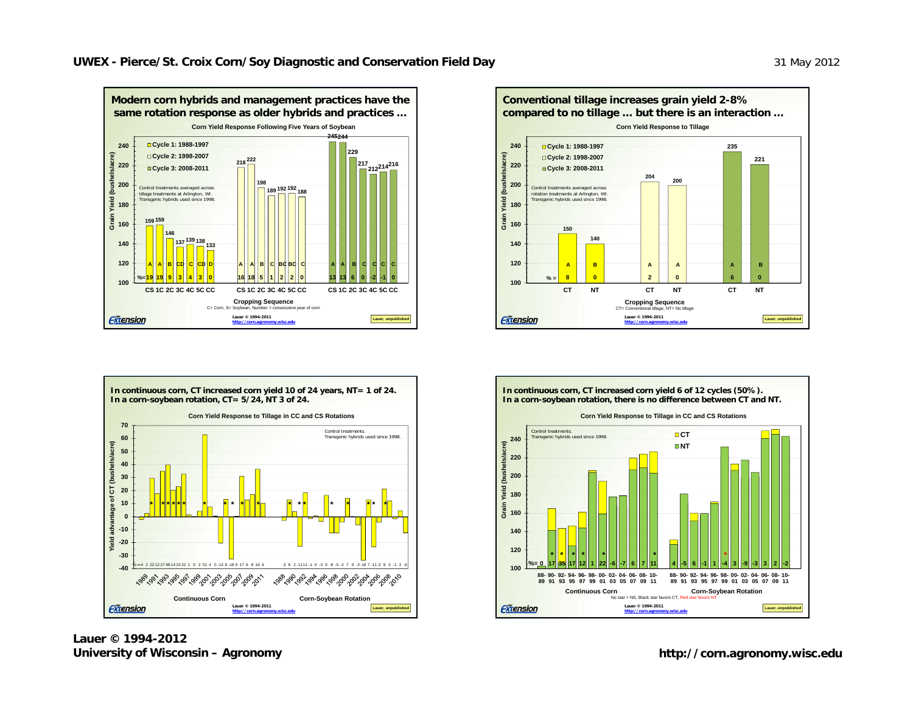# UWEX - Pierce/St. Croix Corn/Soy Diagnostic and Conservation Field Day

31 May 2012

## Modern corn hybrids and management practices have the same rotation response as older hybrids and practices …

Corn Yield Response Following Five Years of Soybean

Cycle 1: 1988-1997
Cycle 2: 1998-2007
Cycle 3: 2008-2011

Control treatments averaged across tillage treatments at Arlington, WI. Transgenic hybrids used since 1998.

Grain Yield (bushels/acre)

159 159 146 137 139 138 133
A A B CD C CD D
%= 19 19 9 3 4 3 0

218 222 198 189 192 192 188
A A B C BC BC C
16 18 5 1 2 2 0

245 244 229 217 212 214 216
A A B C C C C
13 13 6 0 -2 -1 0

CS 1C 2C 3C 4C 5C CC

Cropping Sequence
C= Corn, S= Soybean, Number = consecutive year of corn

Lauer © 1994-2011
http://corn.agronomy.wisc.edu

Lauer, unpublished

## Conventional tillage increases grain yield 2-8% compared to no tillage … but there is an interaction …

Corn Yield Response to Tillage

Cycle 1: 1988-1997
Cycle 2: 1998-2007
Cycle 3: 2008-2011

Control treatments averaged across rotation treatments at Arlington, WI. Transgenic hybrids used since 1998.

Grain Yield (bushels/acre)

150 140 204 200 235 221
A B A A A B
% = 8 0 2 0 6 0

CT NT CT NT CT NT

Cropping Sequence
CT= Conventional tillage, NT= No tillage

Lauer © 1994-2011
http://corn.agronomy.wisc.edu

Lauer, unpublished

## In continuous corn, CT increased corn yield 10 of 24 years, NT= 1 of 24. In a corn-soybean rotation, CT= 5/24, NT 3 of 24.

Corn Yield Response to Tillage in CC and CS Rotations

Control treatments. Transgenic hybrids used since 1998.

Yield advantage of CT (bushels/acre)

%= -4 2 22 12 27 48 14 22 22 1 0 2 51 4 0 -12 8 -18 0 17 6 8 16 6

-3 8 2 -11 11 -1 0 -3 9 -8 -5 -2 7 0 -3 -16 7 -11 -2 9 5 -1 2 -6

Continuous Corn
Corn-Soybean Rotation

Lauer © 1994-2011
http://corn.agronomy.wisc.edu

Lauer, unpublished

## In continuous corn, CT increased corn yield 6 of 12 cycles (50%). In a corn-soybean rotation, there is no difference between CT and NT.

Corn Yield Response to Tillage in CC and CS Rotations

Control treatments. Transgenic hybrids used since 1998.

CT
NT

Grain Yield (bushels/acre)

%= 0 17 35 17 12 1 22 -6 -7 6 7 11

4 -5 6 -1 1 -4 3 -9 -3 3 2 -2

88-89 90-91 92-93 94-95 96-97 98-99 00-01 02-03 04-05 06-07 08-09 10-11

Continuous Corn
Corn-Soybean Rotation

No star = NS, Black star favors CT, Red star favors NT

Lauer © 1994-2011
http://corn.agronomy.wisc.edu

Lauer, unpublished

**Lauer © 1994-2012**
**University of Wisconsin – Agronomy**

**http://corn.agronomy.wisc.edu**